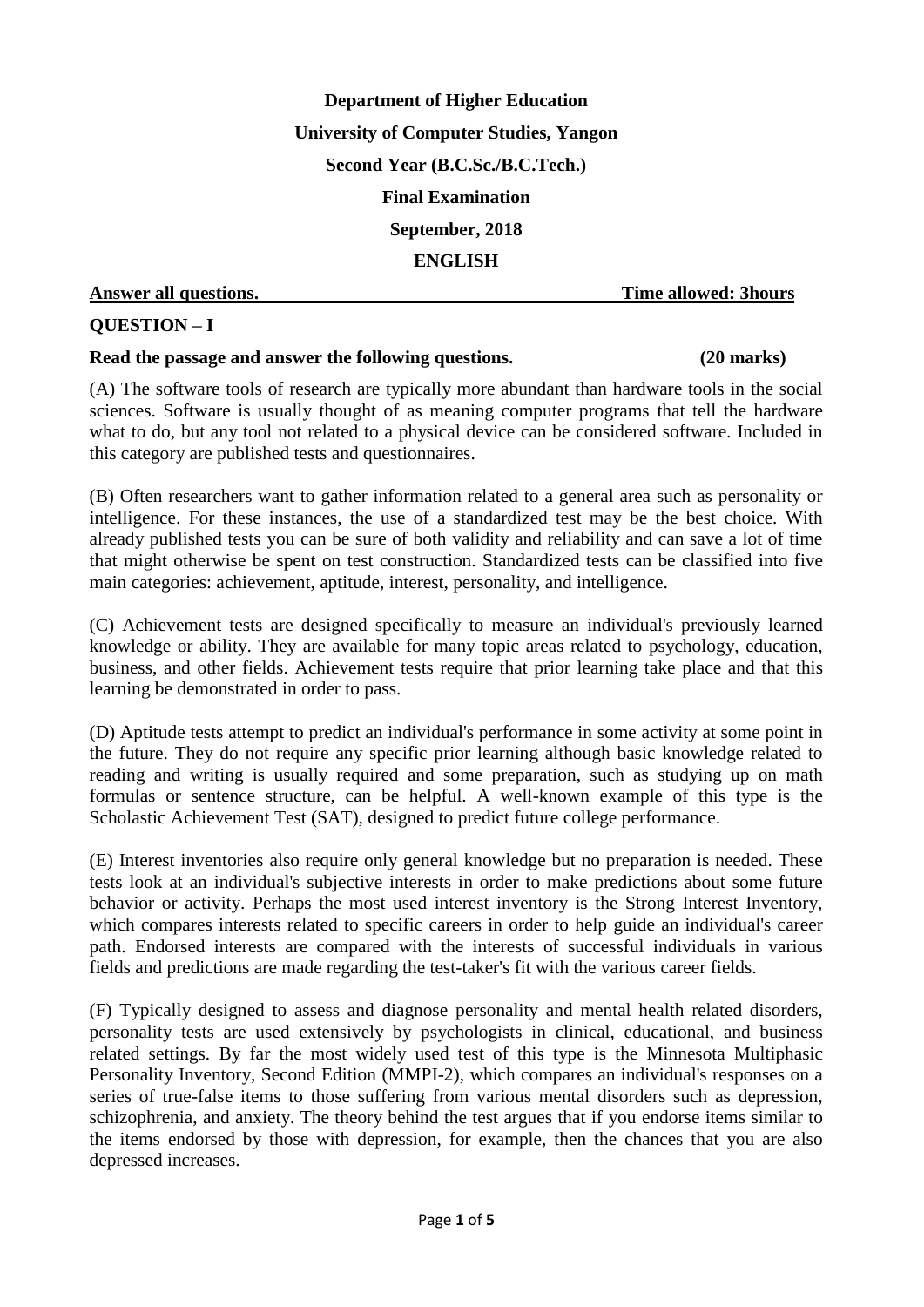**Department of Higher Education**

**University of Computer Studies, Yangon**

**Second Year (B.C.Sc./B.C.Tech.)**

**Final Examination**

**September, 2018**

**ENGLISH**

**Answer all questions.** **Time allowed: 3hours**

## QUESTION – I

**Read the passage and answer the following questions.** **(20 marks)**

(A) The software tools of research are typically more abundant than hardware tools in the social sciences. Software is usually thought of as meaning computer programs that tell the hardware what to do, but any tool not related to a physical device can be considered software. Included in this category are published tests and questionnaires.

(B) Often researchers want to gather information related to a general area such as personality or intelligence. For these instances, the use of a standardized test may be the best choice. With already published tests you can be sure of both validity and reliability and can save a lot of time that might otherwise be spent on test construction. Standardized tests can be classified into five main categories: achievement, aptitude, interest, personality, and intelligence.

(C) Achievement tests are designed specifically to measure an individual's previously learned knowledge or ability. They are available for many topic areas related to psychology, education, business, and other fields. Achievement tests require that prior learning take place and that this learning be demonstrated in order to pass.

(D) Aptitude tests attempt to predict an individual's performance in some activity at some point in the future. They do not require any specific prior learning although basic knowledge related to reading and writing is usually required and some preparation, such as studying up on math formulas or sentence structure, can be helpful. A well-known example of this type is the Scholastic Achievement Test (SAT), designed to predict future college performance.

(E) Interest inventories also require only general knowledge but no preparation is needed. These tests look at an individual's subjective interests in order to make predictions about some future behavior or activity. Perhaps the most used interest inventory is the Strong Interest Inventory, which compares interests related to specific careers in order to help guide an individual's career path. Endorsed interests are compared with the interests of successful individuals in various fields and predictions are made regarding the test-taker's fit with the various career fields.

(F) Typically designed to assess and diagnose personality and mental health related disorders, personality tests are used extensively by psychologists in clinical, educational, and business related settings. By far the most widely used test of this type is the Minnesota Multiphasic Personality Inventory, Second Edition (MMPI-2), which compares an individual's responses on a series of true-false items to those suffering from various mental disorders such as depression, schizophrenia, and anxiety. The theory behind the test argues that if you endorse items similar to the items endorsed by those with depression, for example, then the chances that you are also depressed increases.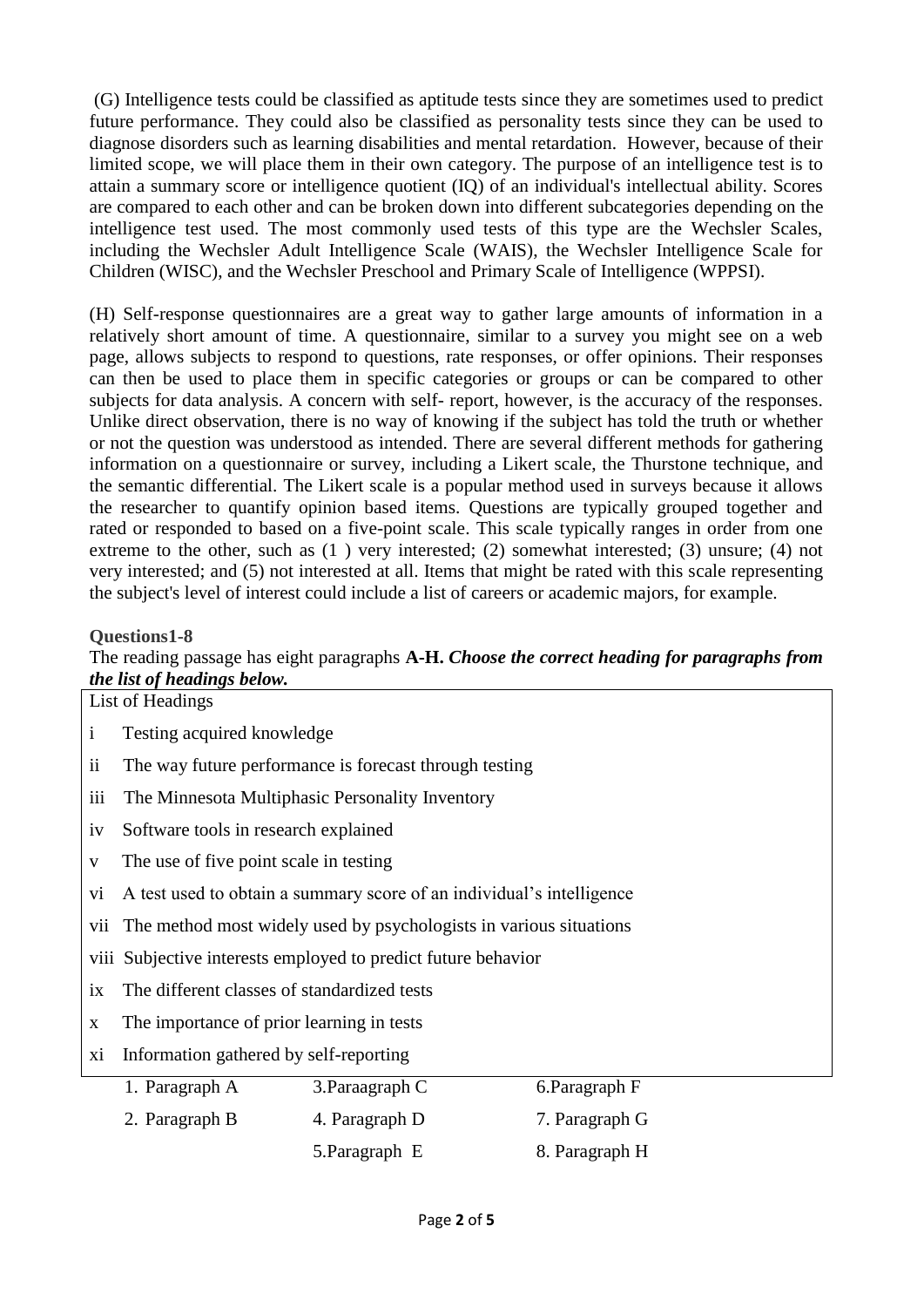(G) Intelligence tests could be classified as aptitude tests since they are sometimes used to predict future performance. They could also be classified as personality tests since they can be used to diagnose disorders such as learning disabilities and mental retardation. However, because of their limited scope, we will place them in their own category. The purpose of an intelligence test is to attain a summary score or intelligence quotient (IQ) of an individual's intellectual ability. Scores are compared to each other and can be broken down into different subcategories depending on the intelligence test used. The most commonly used tests of this type are the Wechsler Scales, including the Wechsler Adult Intelligence Scale (WAIS), the Wechsler Intelligence Scale for Children (WISC), and the Wechsler Preschool and Primary Scale of Intelligence (WPPSI).

(H) Self-response questionnaires are a great way to gather large amounts of information in a relatively short amount of time. A questionnaire, similar to a survey you might see on a web page, allows subjects to respond to questions, rate responses, or offer opinions. Their responses can then be used to place them in specific categories or groups or can be compared to other subjects for data analysis. A concern with self- report, however, is the accuracy of the responses. Unlike direct observation, there is no way of knowing if the subject has told the truth or whether or not the question was understood as intended. There are several different methods for gathering information on a questionnaire or survey, including a Likert scale, the Thurstone technique, and the semantic differential. The Likert scale is a popular method used in surveys because it allows the researcher to quantify opinion based items. Questions are typically grouped together and rated or responded to based on a five-point scale. This scale typically ranges in order from one extreme to the other, such as (1 ) very interested; (2) somewhat interested; (3) unsure; (4) not very interested; and (5) not interested at all. Items that might be rated with this scale representing the subject's level of interest could include a list of careers or academic majors, for example.

**Questions1-8**

The reading passage has eight paragraphs **A-H.** ***Choose the correct heading for paragraphs from the list of headings below.***

List of Headings

i Testing acquired knowledge

ii The way future performance is forecast through testing

iii The Minnesota Multiphasic Personality Inventory

iv Software tools in research explained

v The use of five point scale in testing

vi A test used to obtain a summary score of an individual's intelligence

vii The method most widely used by psychologists in various situations

viii Subjective interests employed to predict future behavior

ix The different classes of standardized tests

x The importance of prior learning in tests

xi Information gathered by self-reporting

1. Paragraph A
2. Paragraph B
3. Paraagraph C
4. Paragraph D
5. Paragraph E
6. Paragraph F
7. Paragraph G
8. Paragraph H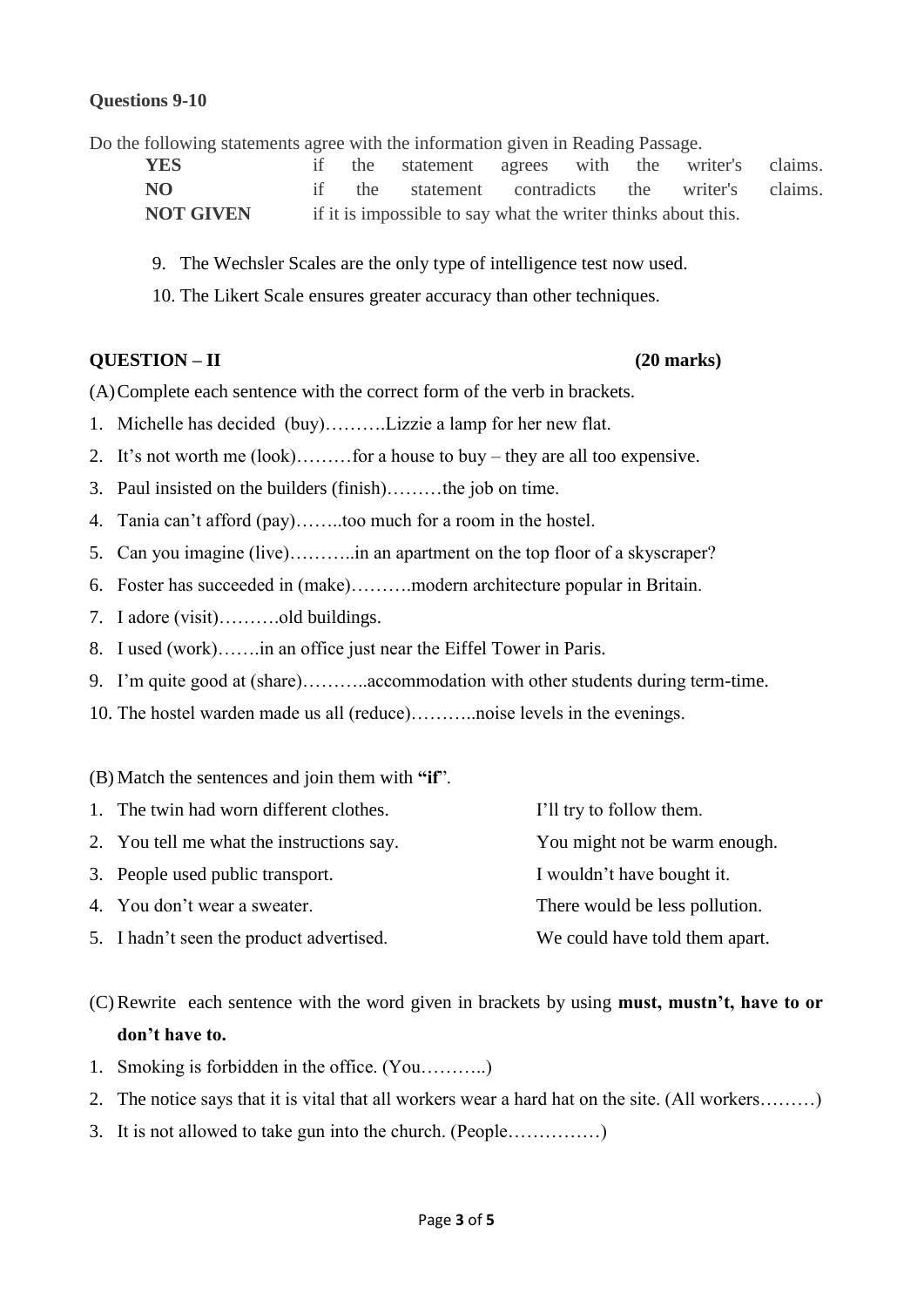**Questions 9-10**

Do the following statements agree with the information given in Reading Passage.

| | |
|---|---|
| **YES** | if the statement agrees with the writer's claims. |
| **NO** | if the statement contradicts the writer's claims. |
| **NOT GIVEN** | if it is impossible to say what the writer thinks about this. |

9. The Wechsler Scales are the only type of intelligence test now used.
10. The Likert Scale ensures greater accuracy than other techniques.

**QUESTION – II** **(20 marks)**

(A) Complete each sentence with the correct form of the verb in brackets.

1. Michelle has decided (buy)……….Lizzie a lamp for her new flat.
2. It's not worth me (look)………for a house to buy – they are all too expensive.
3. Paul insisted on the builders (finish)………the job on time.
4. Tania can't afford (pay)……..too much for a room in the hostel.
5. Can you imagine (live)………..in an apartment on the top floor of a skyscraper?
6. Foster has succeeded in (make)……….modern architecture popular in Britain.
7. I adore (visit)……….old buildings.
8. I used (work)…….in an office just near the Eiffel Tower in Paris.
9. I'm quite good at (share)………..accommodation with other students during term-time.
10. The hostel warden made us all (reduce)………..noise levels in the evenings.

(B) Match the sentences and join them with **"if"**.

| | |
|---|---|
| 1. The twin had worn different clothes. | I'll try to follow them. |
| 2. You tell me what the instructions say. | You might not be warm enough. |
| 3. People used public transport. | I wouldn't have bought it. |
| 4. You don't wear a sweater. | There would be less pollution. |
| 5. I hadn't seen the product advertised. | We could have told them apart. |

(C) Rewrite each sentence with the word given in brackets by using **must, mustn't, have to or don't have to.**

1. Smoking is forbidden in the office. (You………..)
2. The notice says that it is vital that all workers wear a hard hat on the site. (All workers………)
3. It is not allowed to take gun into the church. (People……………)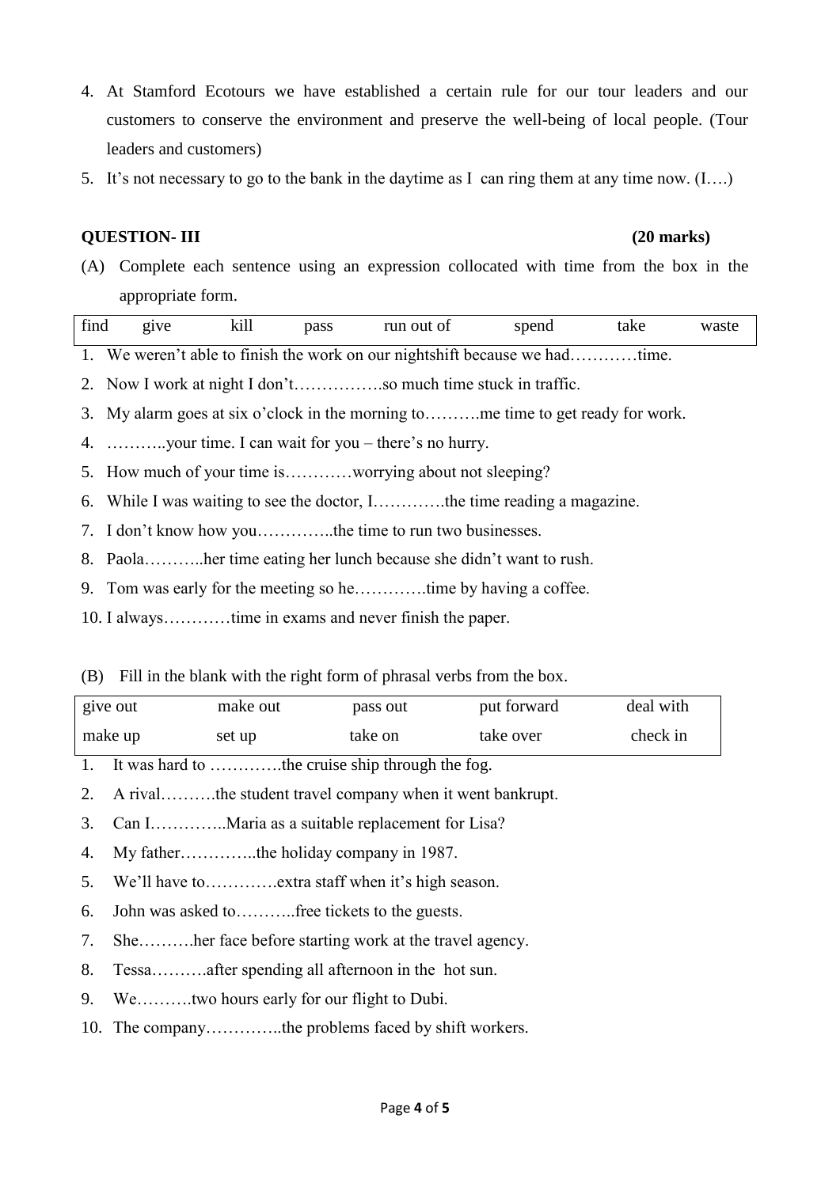4. At Stamford Ecotours we have established a certain rule for our tour leaders and our customers to conserve the environment and preserve the well-being of local people. (Tour leaders and customers)
5. It's not necessary to go to the bank in the daytime as I can ring them at any time now. (I….)

**QUESTION- III** **(20 marks)**

(A) Complete each sentence using an expression collocated with time from the box in the appropriate form.

| find | give | kill | pass | run out of | spend | take | waste |
|---|---|---|---|---|---|---|---|

1. We weren't able to finish the work on our nightshift because we had…………time.
2. Now I work at night I don't…………….so much time stuck in traffic.
3. My alarm goes at six o'clock in the morning to……….me time to get ready for work.
4. ………..your time. I can wait for you – there's no hurry.
5. How much of your time is…………worrying about not sleeping?
6. While I was waiting to see the doctor, I………….the time reading a magazine.
7. I don't know how you…………..the time to run two businesses.
8. Paola………..her time eating her lunch because she didn't want to rush.
9. Tom was early for the meeting so he………….time by having a coffee.
10. I always…………time in exams and never finish the paper.

(B) Fill in the blank with the right form of phrasal verbs from the box.

| give out | make out | pass out | put forward | deal with |
|---|---|---|---|---|
| make up | set up | take on | take over | check in |

1. It was hard to ………….the cruise ship through the fog.
2. A rival……….the student travel company when it went bankrupt.
3. Can I…………..Maria as a suitable replacement for Lisa?
4. My father…………..the holiday company in 1987.
5. We'll have to………….extra staff when it's high season.
6. John was asked to………..free tickets to the guests.
7. She……….her face before starting work at the travel agency.
8. Tessa……….after spending all afternoon in the hot sun.
9. We……….two hours early for our flight to Dubi.
10. The company…………..the problems faced by shift workers.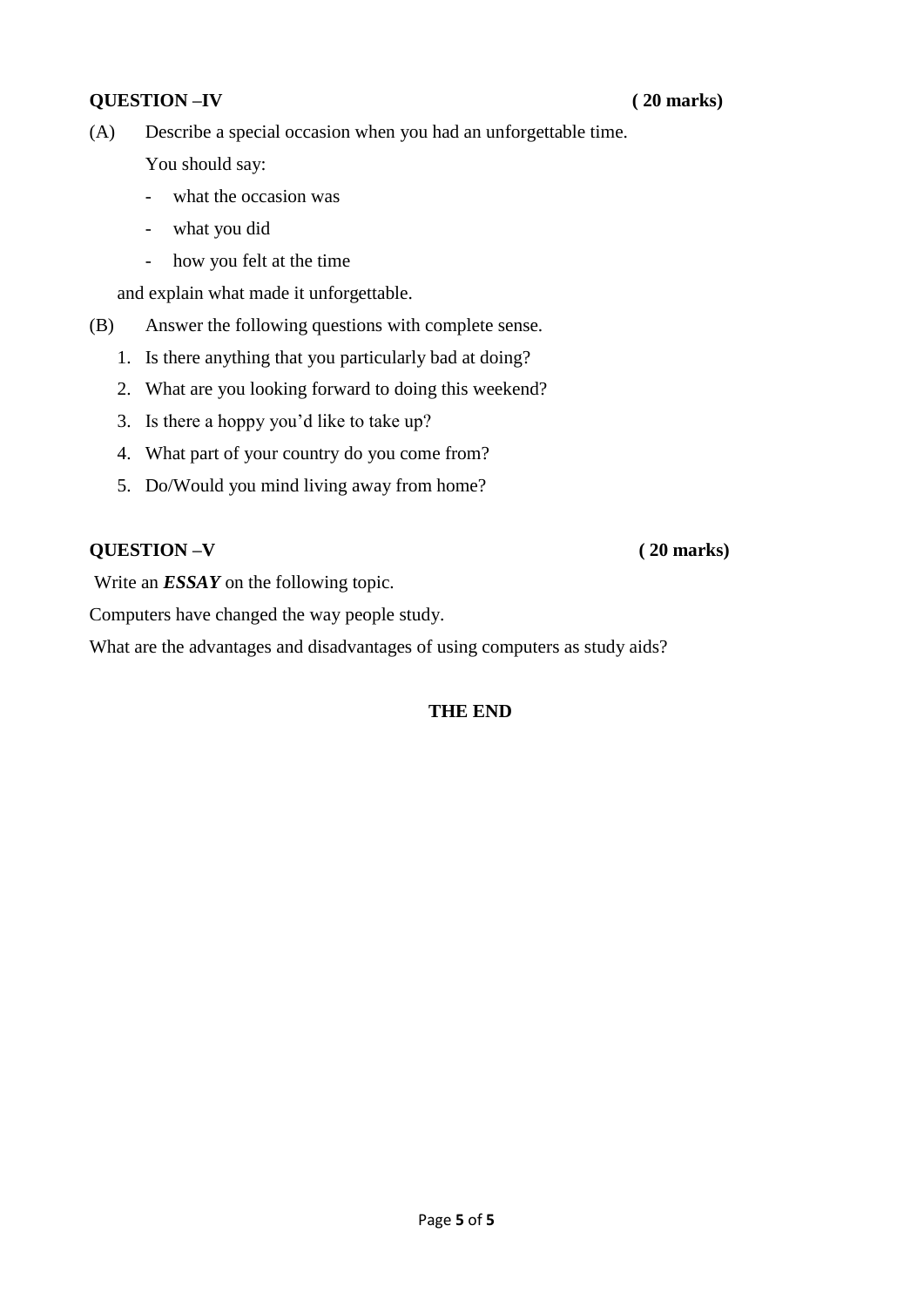**QUESTION –IV** **( 20 marks)**

(A) Describe a special occasion when you had an unforgettable time.

You should say:

- what the occasion was
- what you did
- how you felt at the time

and explain what made it unforgettable.

(B) Answer the following questions with complete sense.

1. Is there anything that you particularly bad at doing?
2. What are you looking forward to doing this weekend?
3. Is there a hoppy you'd like to take up?
4. What part of your country do you come from?
5. Do/Would you mind living away from home?

**QUESTION –V** **( 20 marks)**

Write an ***ESSAY*** on the following topic.

Computers have changed the way people study.

What are the advantages and disadvantages of using computers as study aids?

**THE END**